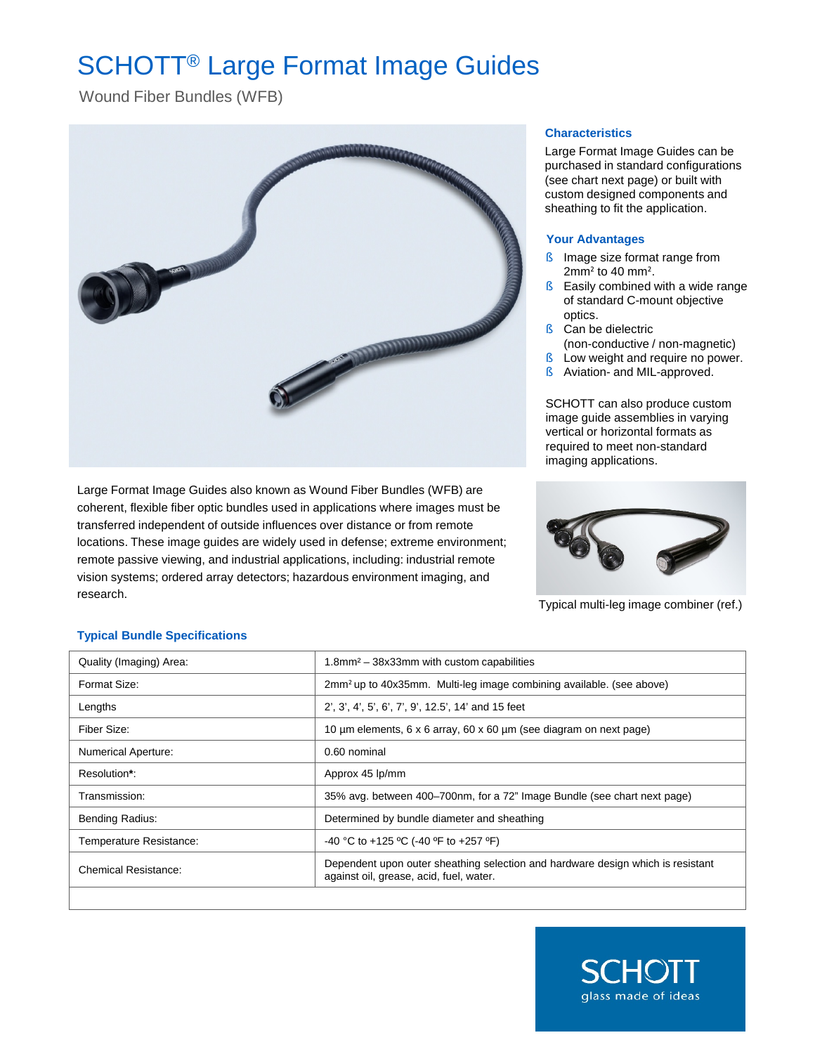# SCHOTT® Large Format Image Guides

Wound Fiber Bundles (WFB)

### Characteristics

Large Format Image Guides can be purchased in standard configurations (see chart next page) or built with custom designed components and sheathing to fit the application.

### Your Advantages

- Image size format range from 2mm² to 40 mm².
- Easily combined with a wide range of standard C-mount objective optics.
- Can be dielectric (non-conductive / non-magnetic)
- Low weight and require no power.
- Aviation- and MIL-approved.

SCHOTT can also produce custom image guide assemblies in varying vertical or horizontal formats as required to meet non-standard imaging applications.

Large Format Image Guides also known as Wound Fiber Bundles (WFB) are coherent, flexible fiber optic bundles used in applications where images must be transferred independent of outside influences over distance or from remote locations. These image guides are widely used in defense; extreme environment; remote passive viewing, and industrial applications, including: industrial remote vision systems; ordered array detectors; hazardous environment imaging, and research.

Typical multi-leg image combiner (ref.)

### Typical Bundle Specifications

| | |
|---|---|
| Quality (Imaging) Area: | 1.8mm² – 38x33mm with custom capabilities |
| Format Size: | 2mm² up to 40x35mm. Multi-leg image combining available. (see above) |
| Lengths | 2', 3', 4', 5', 6', 7', 9', 12.5', 14' and 15 feet |
| Fiber Size: | 10 µm elements, 6 x 6 array, 60 x 60 µm (see diagram on next page) |
| Numerical Aperture: | 0.60 nominal |
| Resolution**\***: | Approx 45 lp/mm |
| Transmission: | 35% avg. between 400–700nm, for a 72" Image Bundle (see chart next page) |
| Bending Radius: | Determined by bundle diameter and sheathing |
| Temperature Resistance: | -40 °C to +125 ºC (-40 ºF to +257 ºF) |
| Chemical Resistance: | Dependent upon outer sheathing selection and hardware design which is resistant against oil, grease, acid, fuel, water. |

SCHOTT
glass made of ideas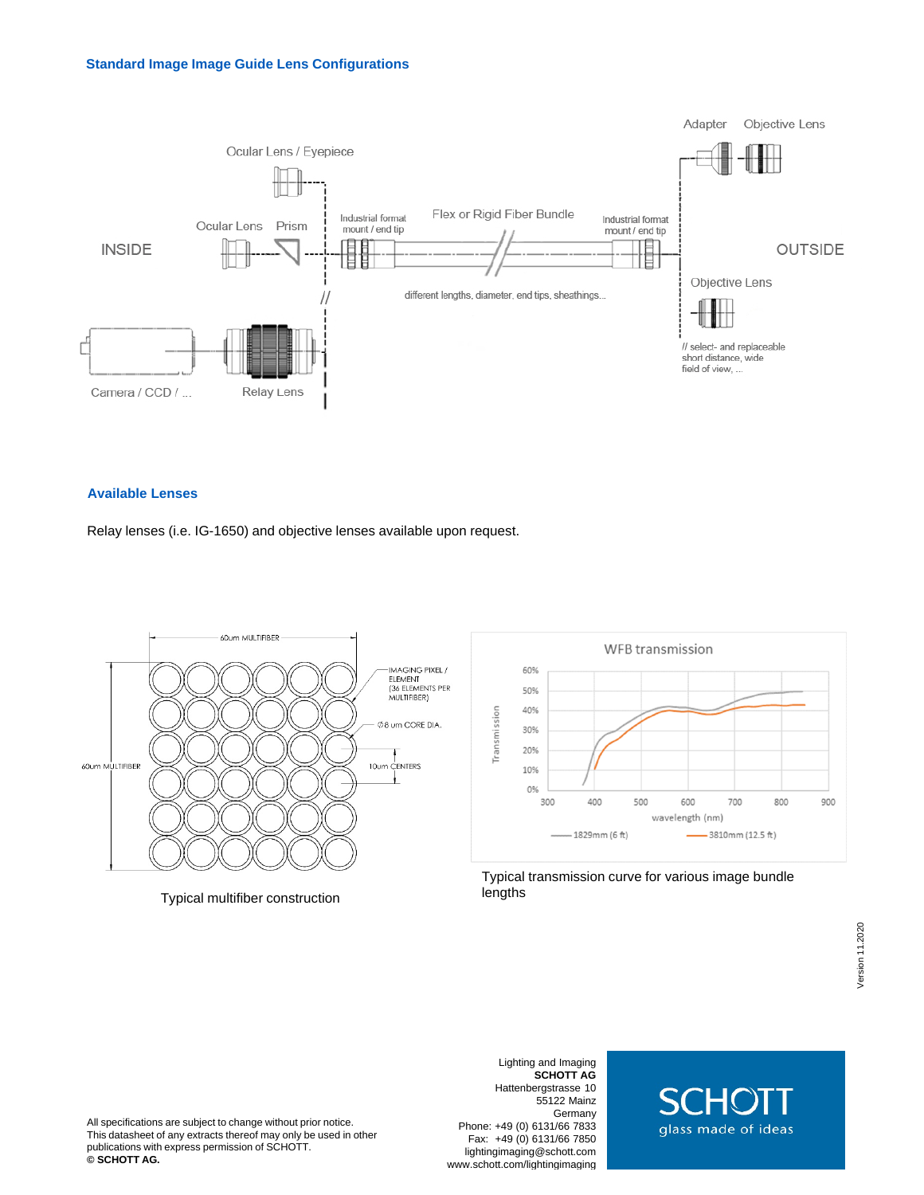### Standard Image Image Guide Lens Configurations

Ocular Lens / Eyepiece

Adapter

Objective Lens

Ocular Lens

Prism

Industrial format mount / end tip

Flex or Rigid Fiber Bundle

Industrial format mount / end tip

INSIDE

OUTSIDE

different lengths, diameter, end tips, sheathings...

Objective Lens

// select- and replaceable short distance, wide field of view, ...

Camera / CCD / ...

Relay Lens

### Available Lenses

Relay lenses (i.e. IG-1650) and objective lenses available upon request.

60um MULTIFIBER

IMAGING PIXEL / ELEMENT (36 ELEMENTS PER MULTIFIBER)

Ø8 um CORE DIA.

10um CENTERS

60um MULTIFIBER

Typical multifiber construction

WFB transmission

Transmission

60%
50%
40%
30%
20%
10%
0%

300 400 500 600 700 800 900

wavelength (nm)

1829mm (6 ft)

3810mm (12.5 ft)

Typical transmission curve for various image bundle lengths

Version 11.2020

All specifications are subject to change without prior notice.
This datasheet of any extracts thereof may only be used in other publications with express permission of SCHOTT.
**© SCHOTT AG.**

Lighting and Imaging
**SCHOTT AG**
Hattenbergstrasse 10
55122 Mainz
Germany
Phone: +49 (0) 6131/66 7833
Fax: +49 (0) 6131/66 7850
lightingimaging@schott.com
www.schott.com/lightingimaging

SCHOTT
glass made of ideas